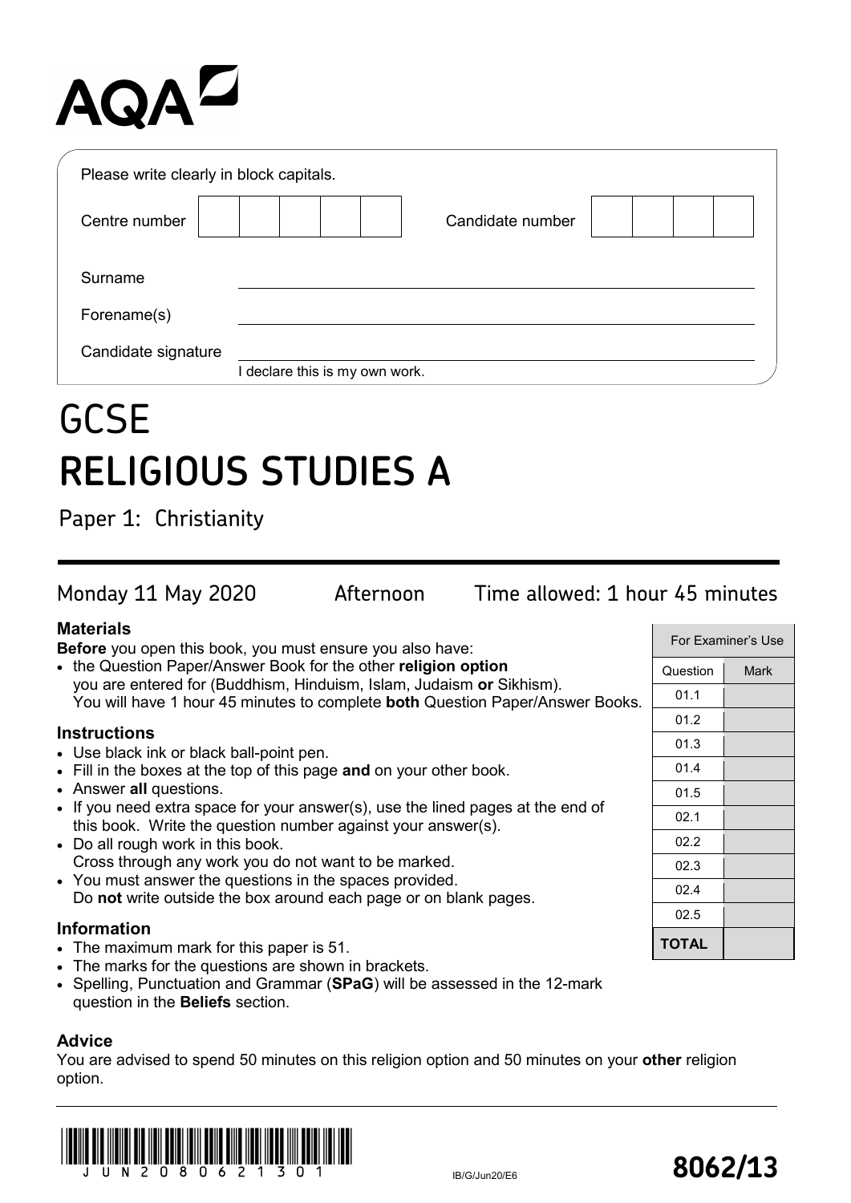AQA

Please write clearly in block capitals.

| Centre number | | Candidate number | |
|---|---|---|---|

Surname ______________________

Forename(s) ______________________

Candidate signature ______________________
I declare this is my own work.

# GCSE
# RELIGIOUS STUDIES A

Paper 1: Christianity

Monday 11 May 2020 Afternoon Time allowed: 1 hour 45 minutes

### Materials

**Before** you open this book, you must ensure you also have:

- the Question Paper/Answer Book for the other **religion option** you are entered for (Buddhism, Hinduism, Islam, Judaism **or** Sikhism). You will have 1 hour 45 minutes to complete **both** Question Paper/Answer Books.

### Instructions

- Use black ink or black ball-point pen.
- Fill in the boxes at the top of this page **and** on your other book.
- Answer **all** questions.
- If you need extra space for your answer(s), use the lined pages at the end of this book. Write the question number against your answer(s).
- Do all rough work in this book. Cross through any work you do not want to be marked.
- You must answer the questions in the spaces provided. Do **not** write outside the box around each page or on blank pages.

### Information

- The maximum mark for this paper is 51.
- The marks for the questions are shown in brackets.
- Spelling, Punctuation and Grammar (**SPaG**) will be assessed in the 12-mark question in the **Beliefs** section.

### Advice

You are advised to spend 50 minutes on this religion option and 50 minutes on your **other** religion option.

| For Examiner's Use | |
|---|---|
| Question | Mark |
| 01.1 | |
| 01.2 | |
| 01.3 | |
| 01.4 | |
| 01.5 | |
| 02.1 | |
| 02.2 | |
| 02.3 | |
| 02.4 | |
| 02.5 | |
| **TOTAL** | |

IB/G/Jun20/E6

**8062/13**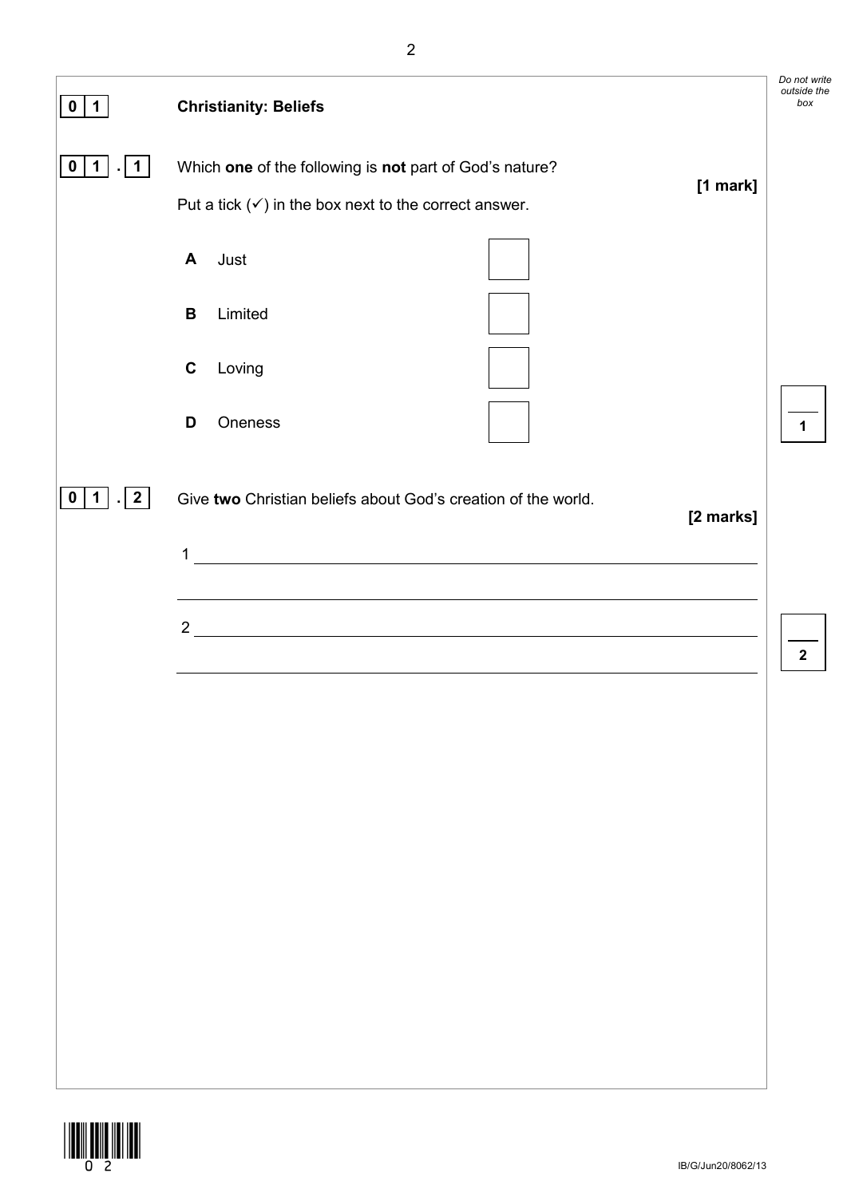## 0 1 Christianity: Beliefs

**0 1 . 1** Which **one** of the following is **not** part of God's nature?

**[1 mark]**

Put a tick (✓) in the box next to the correct answer.

| | | |
|---|---|---|
| **A** | Just | ☐ |
| **B** | Limited | ☐ |
| **C** | Loving | ☐ |
| **D** | Oneness | ☐ |

**0 1 . 2** Give **two** Christian beliefs about God's creation of the world.

**[2 marks]**

1 ______________________________________________

______________________________________________

2 ______________________________________________

______________________________________________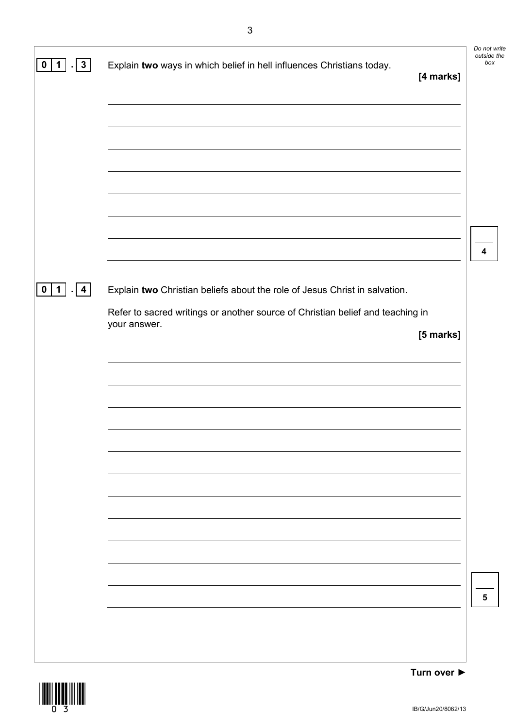**0 1 . 3** Explain **two** ways in which belief in hell influences Christians today.

**[4 marks]**

**0 1 . 4** Explain **two** Christian beliefs about the role of Jesus Christ in salvation.

Refer to sacred writings or another source of Christian belief and teaching in your answer.

**[5 marks]**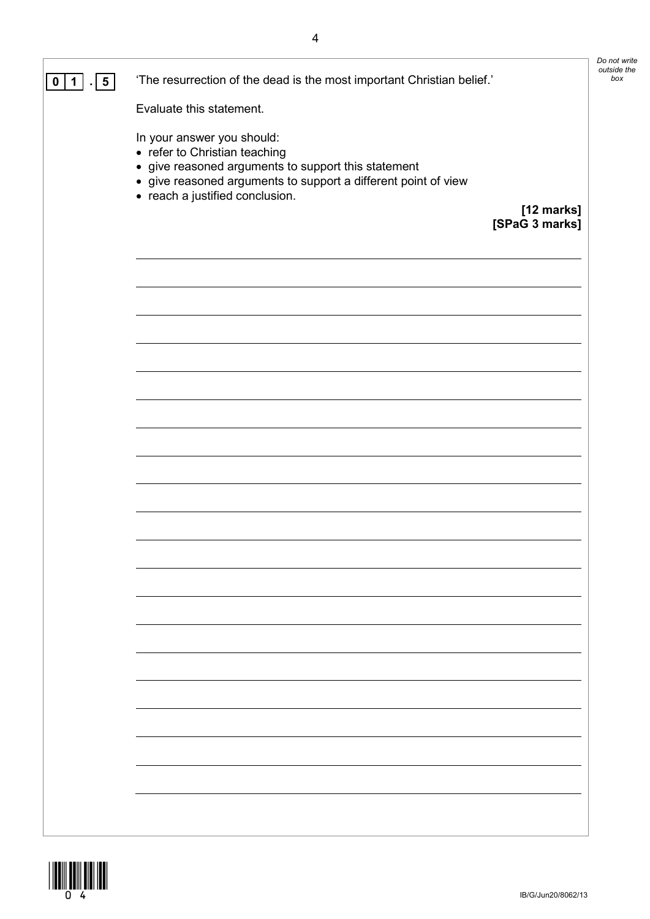**0 1 . 5** 'The resurrection of the dead is the most important Christian belief.'

Evaluate this statement.

In your answer you should:

- refer to Christian teaching
- give reasoned arguments to support this statement
- give reasoned arguments to support a different point of view
- reach a justified conclusion.

**[12 marks]**
**[SPaG 3 marks]**

*Do not write outside the box*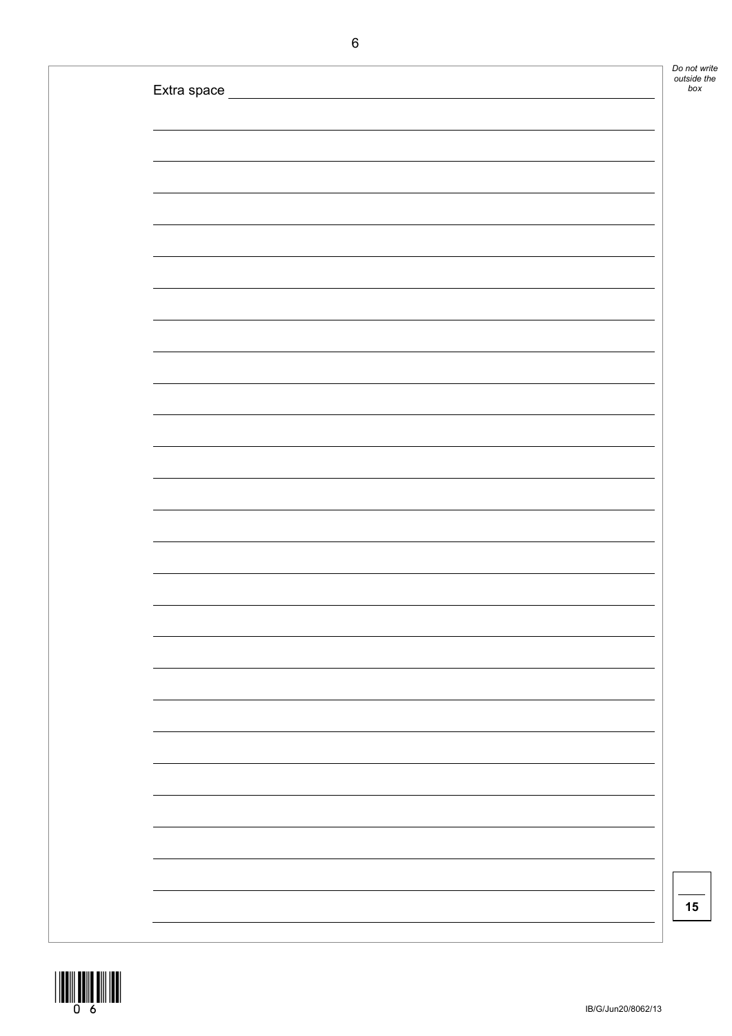Extra space

15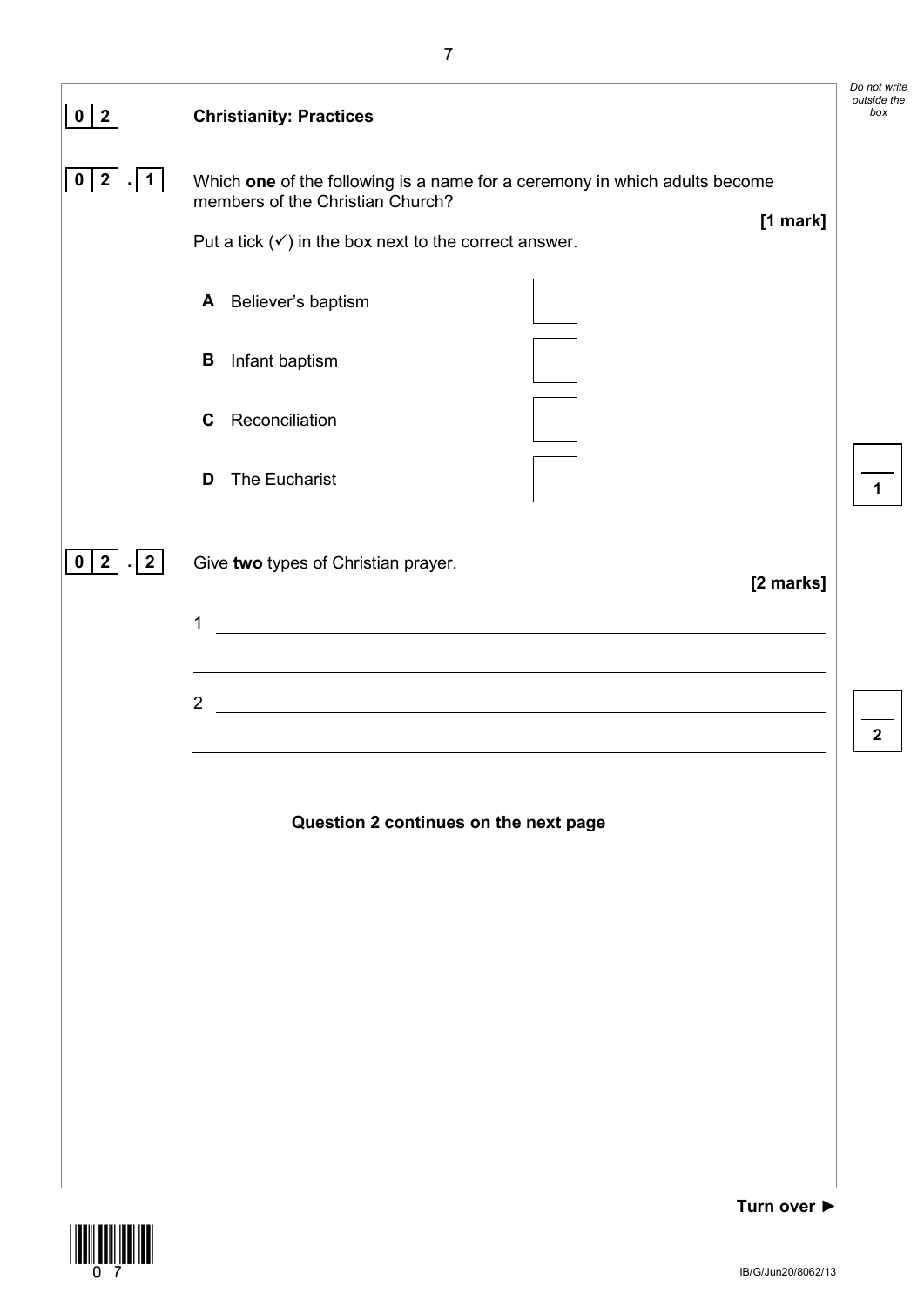## 0 2 Christianity: Practices

**0 2 . 1** Which **one** of the following is a name for a ceremony in which adults become members of the Christian Church?

**[1 mark]**

Put a tick (✓) in the box next to the correct answer.

**A** Believer's baptism ☐

**B** Infant baptism ☐

**C** Reconciliation ☐

**D** The Eucharist ☐

**0 2 . 2** Give **two** types of Christian prayer.

**[2 marks]**

1 ______________________________________________

______________________________________________

2 ______________________________________________

______________________________________________

**Question 2 continues on the next page**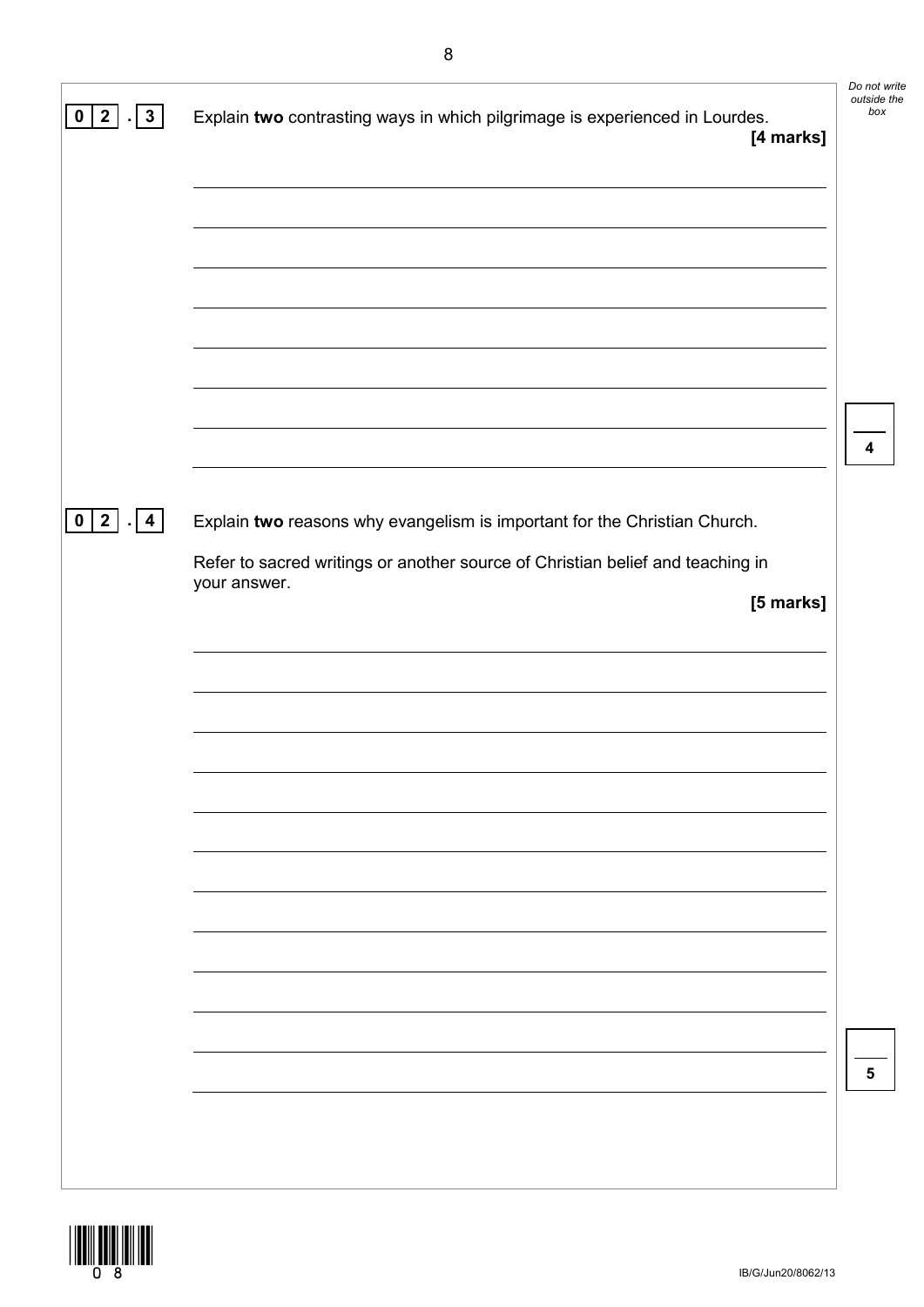**0 2 . 3** Explain **two** contrasting ways in which pilgrimage is experienced in Lourdes.

**[4 marks]**

**0 2 . 4** Explain **two** reasons why evangelism is important for the Christian Church.

Refer to sacred writings or another source of Christian belief and teaching in your answer.

**[5 marks]**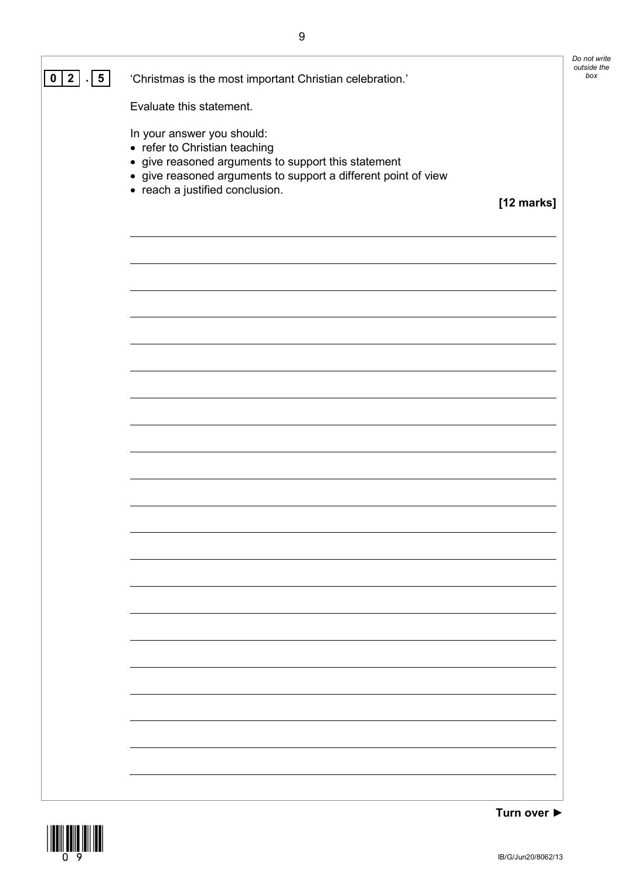**0 2 . 5** 'Christmas is the most important Christian celebration.'

Evaluate this statement.

In your answer you should:

- refer to Christian teaching
- give reasoned arguments to support this statement
- give reasoned arguments to support a different point of view
- reach a justified conclusion.

**[12 marks]**

Turn over ►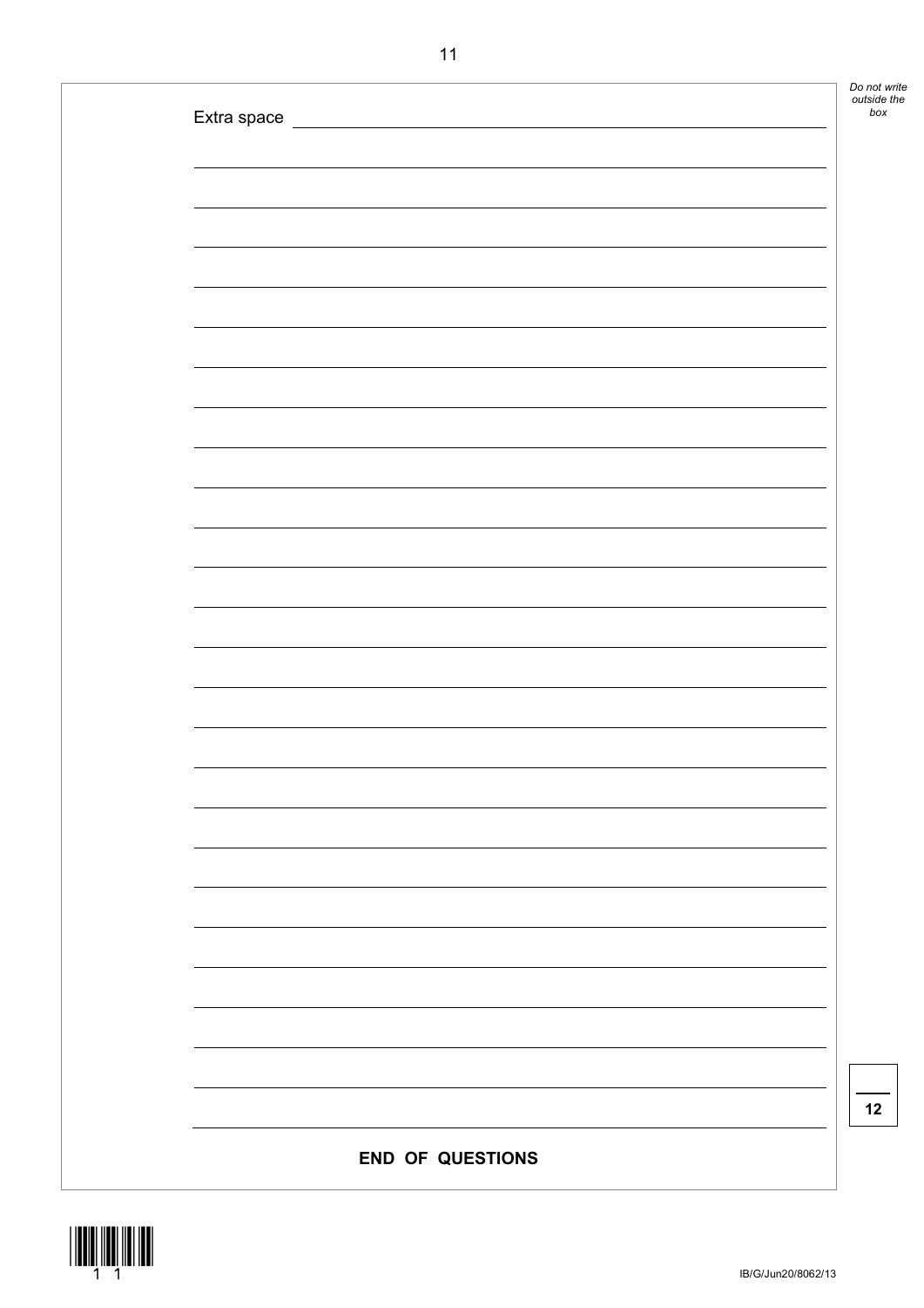Extra space

**END OF QUESTIONS**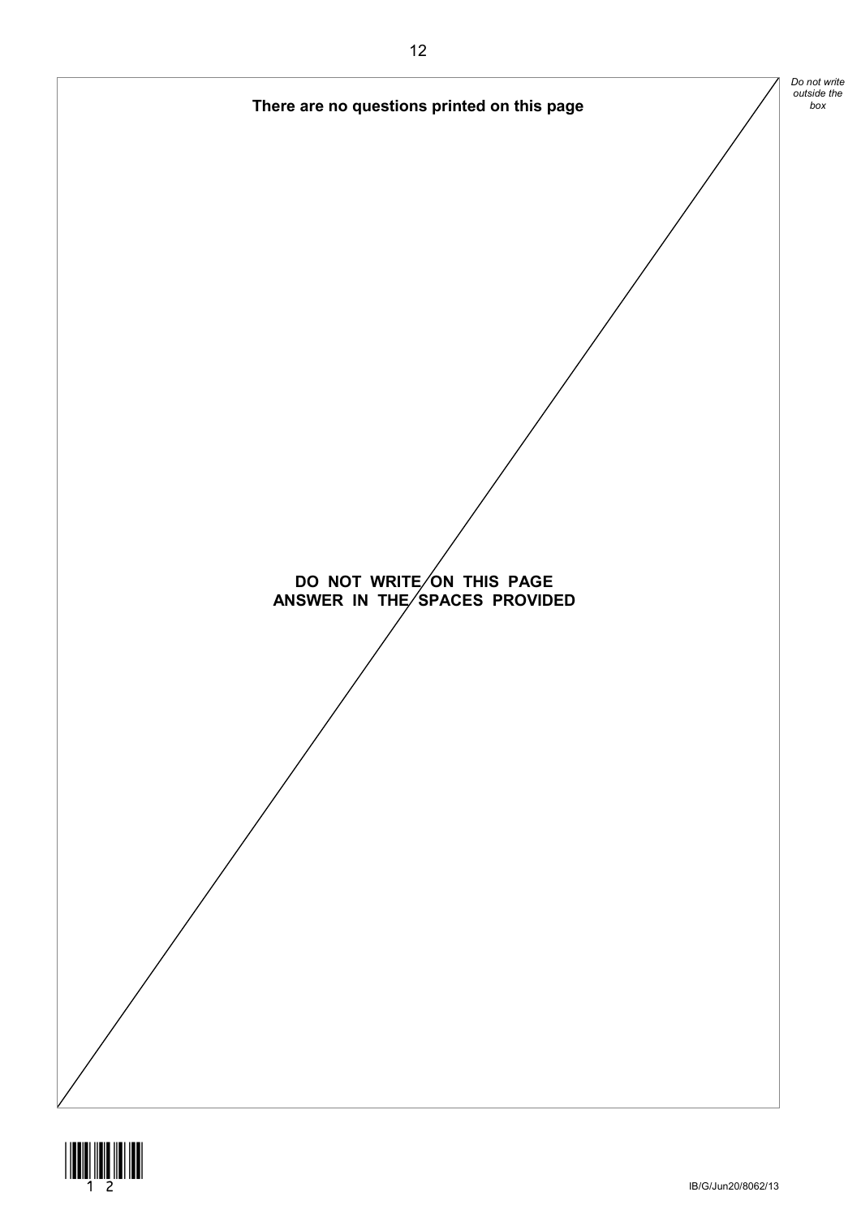**There are no questions printed on this page**

**DO NOT WRITE ON THIS PAGE**
**ANSWER IN THE SPACES PROVIDED**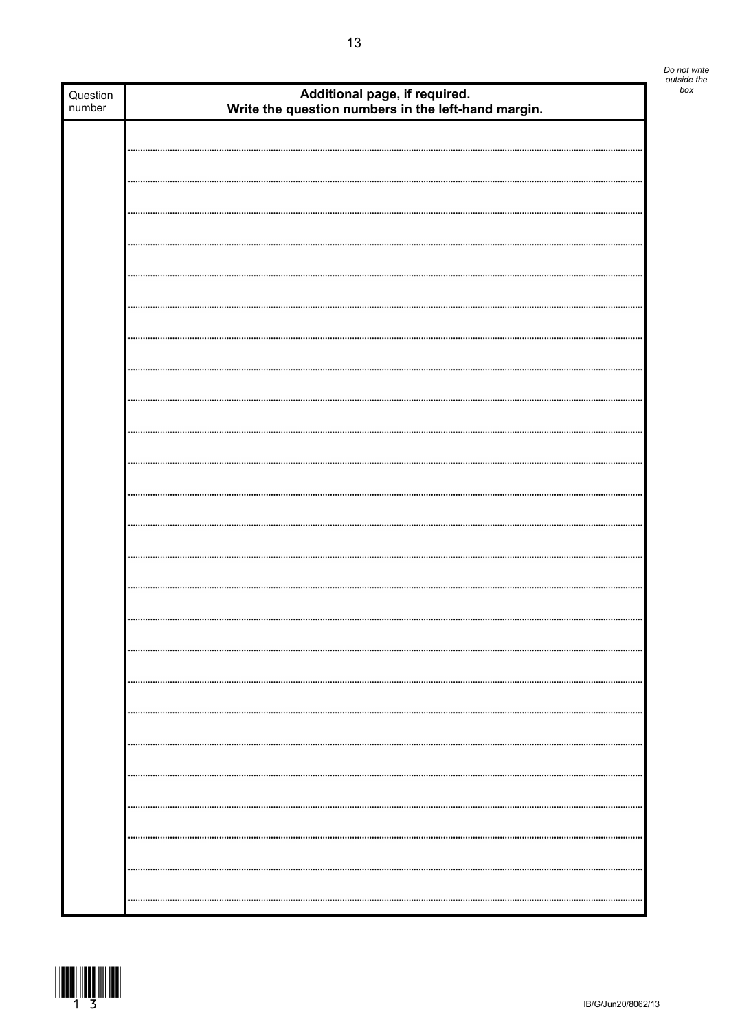Do not write outside the box

| Question number | **Additional page, if required. Write the question numbers in the left-hand margin.** |
| --- | --- |
| | |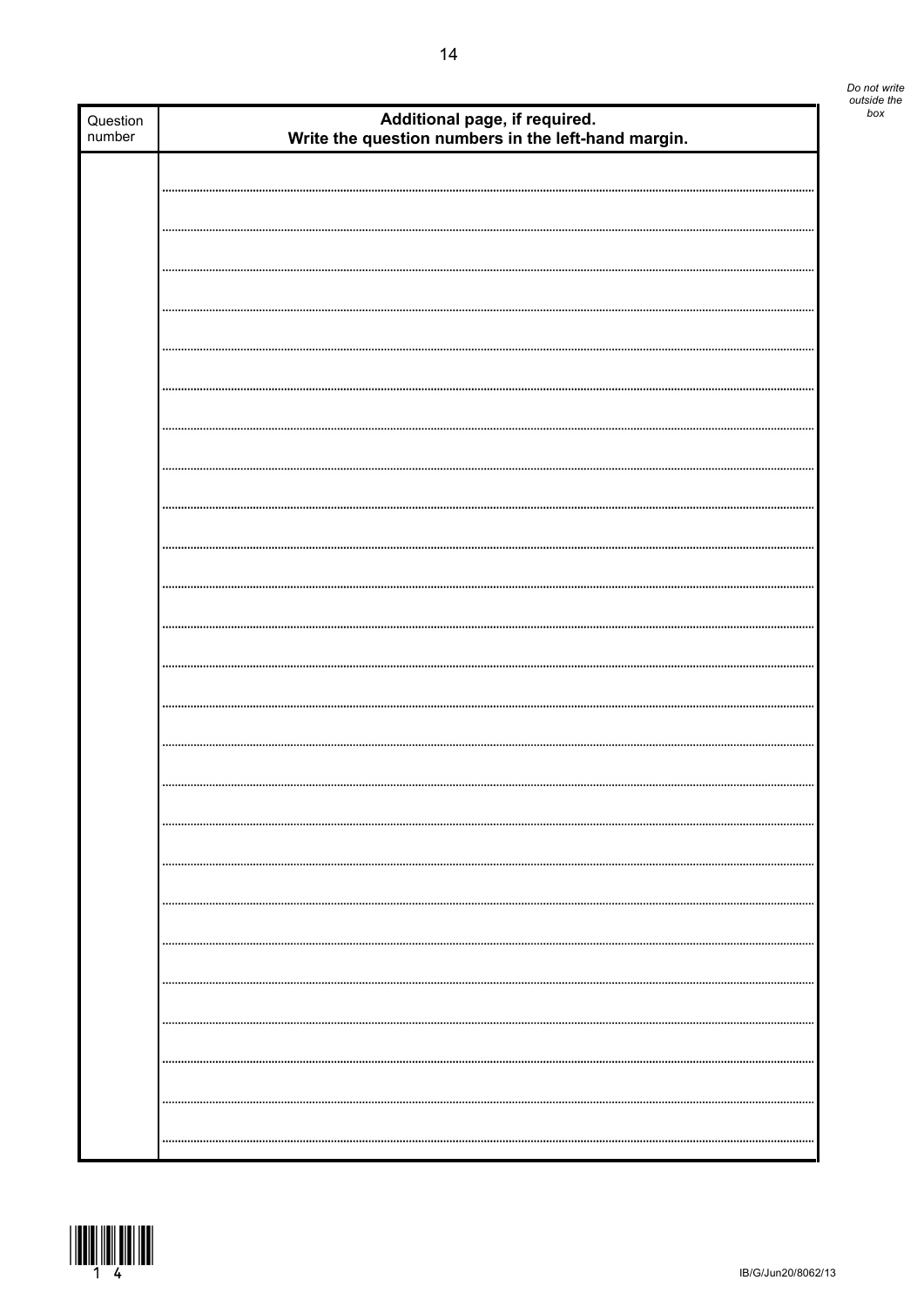*Do not write outside the box*

| Question number | **Additional page, if required. Write the question numbers in the left-hand margin.** |
| --- | --- |
| | |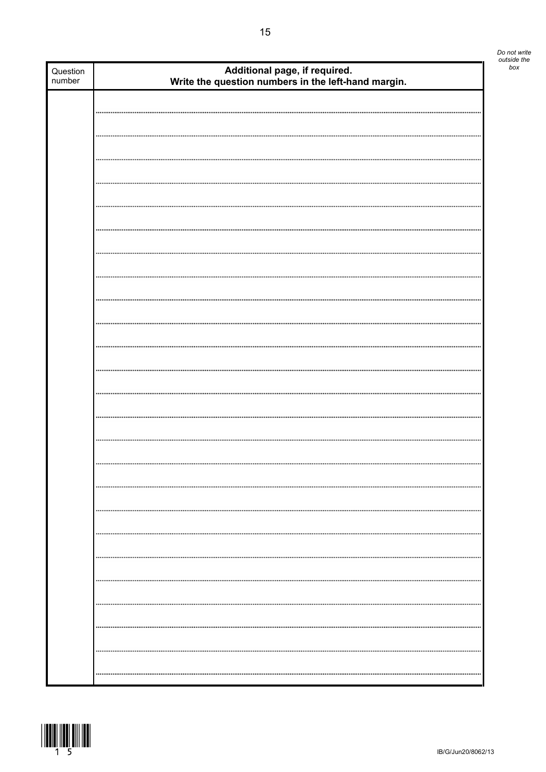| Question number | Additional page, if required. Write the question numbers in the left-hand margin. |
| --- | --- |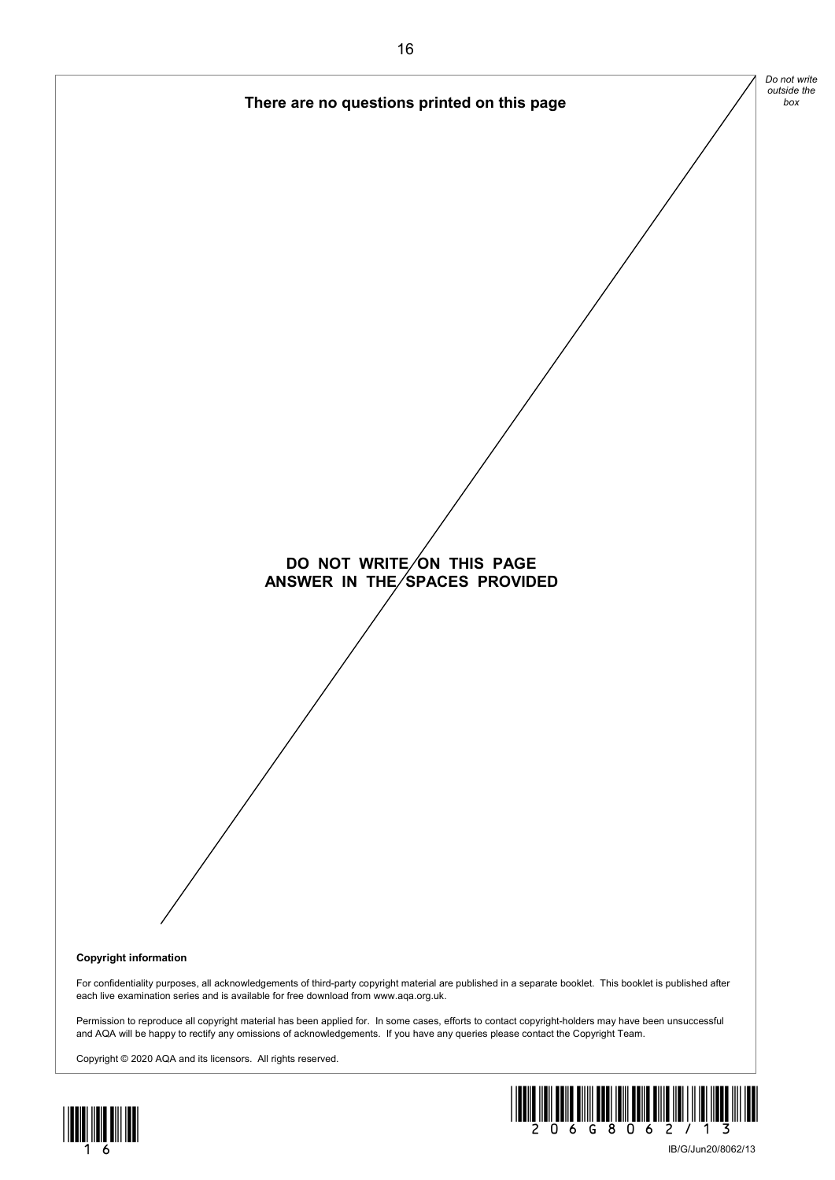**There are no questions printed on this page**

**DO NOT WRITE ON THIS PAGE**
**ANSWER IN THE SPACES PROVIDED**

**Copyright information**

For confidentiality purposes, all acknowledgements of third-party copyright material are published in a separate booklet. This booklet is published after each live examination series and is available for free download from www.aqa.org.uk.

Permission to reproduce all copyright material has been applied for. In some cases, efforts to contact copyright-holders may have been unsuccessful and AQA will be happy to rectify any omissions of acknowledgements. If you have any queries please contact the Copyright Team.

Copyright © 2020 AQA and its licensors. All rights reserved.